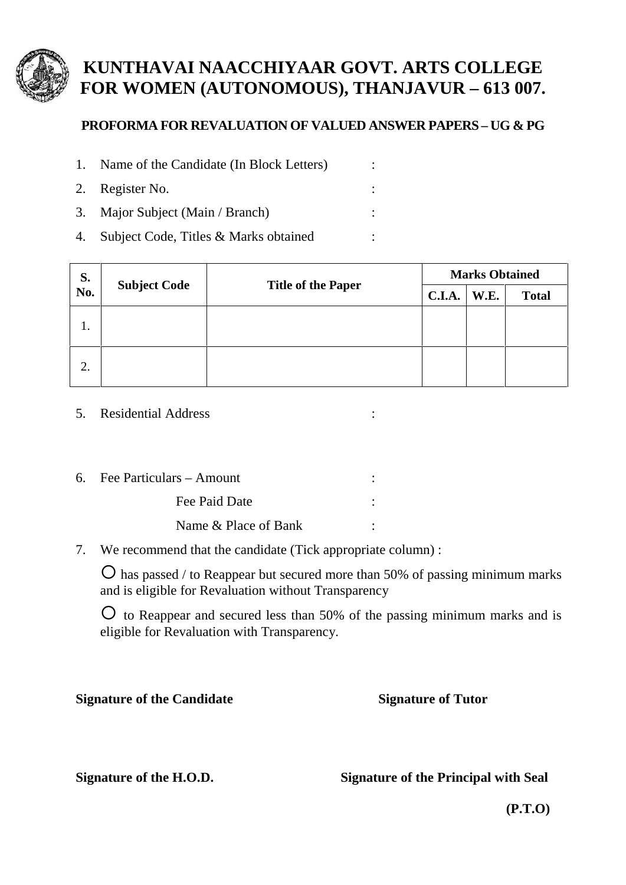# KUNTHAVAI NAACCHIYAAR GOVT. ARTS COLLEGE FOR WOMEN (AUTONOMOUS), THANJAVUR – 613 007.

## PROFORMA FOR REVALUATION OF VALUED ANSWER PAPERS – UG & PG

1. Name of the Candidate (In Block Letters) :
2. Register No. :
3. Major Subject (Main / Branch) :
4. Subject Code, Titles & Marks obtained :

| S. No. | Subject Code | Title of the Paper | Marks Obtained | | |
|---|---|---|---|---|---|
| | | | C.I.A. | W.E. | Total |
| 1. | | | | | |
| 2. | | | | | |

5. Residential Address :

6. Fee Particulars – Amount :

   Fee Paid Date :

   Name & Place of Bank :

7. We recommend that the candidate (Tick appropriate column) :

   ○ has passed / to Reappear but secured more than 50% of passing minimum marks and is eligible for Revaluation without Transparency

   ○ to Reappear and secured less than 50% of the passing minimum marks and is eligible for Revaluation with Transparency.

**Signature of the Candidate** **Signature of Tutor**

**Signature of the H.O.D.** **Signature of the Principal with Seal**

**(P.T.O)**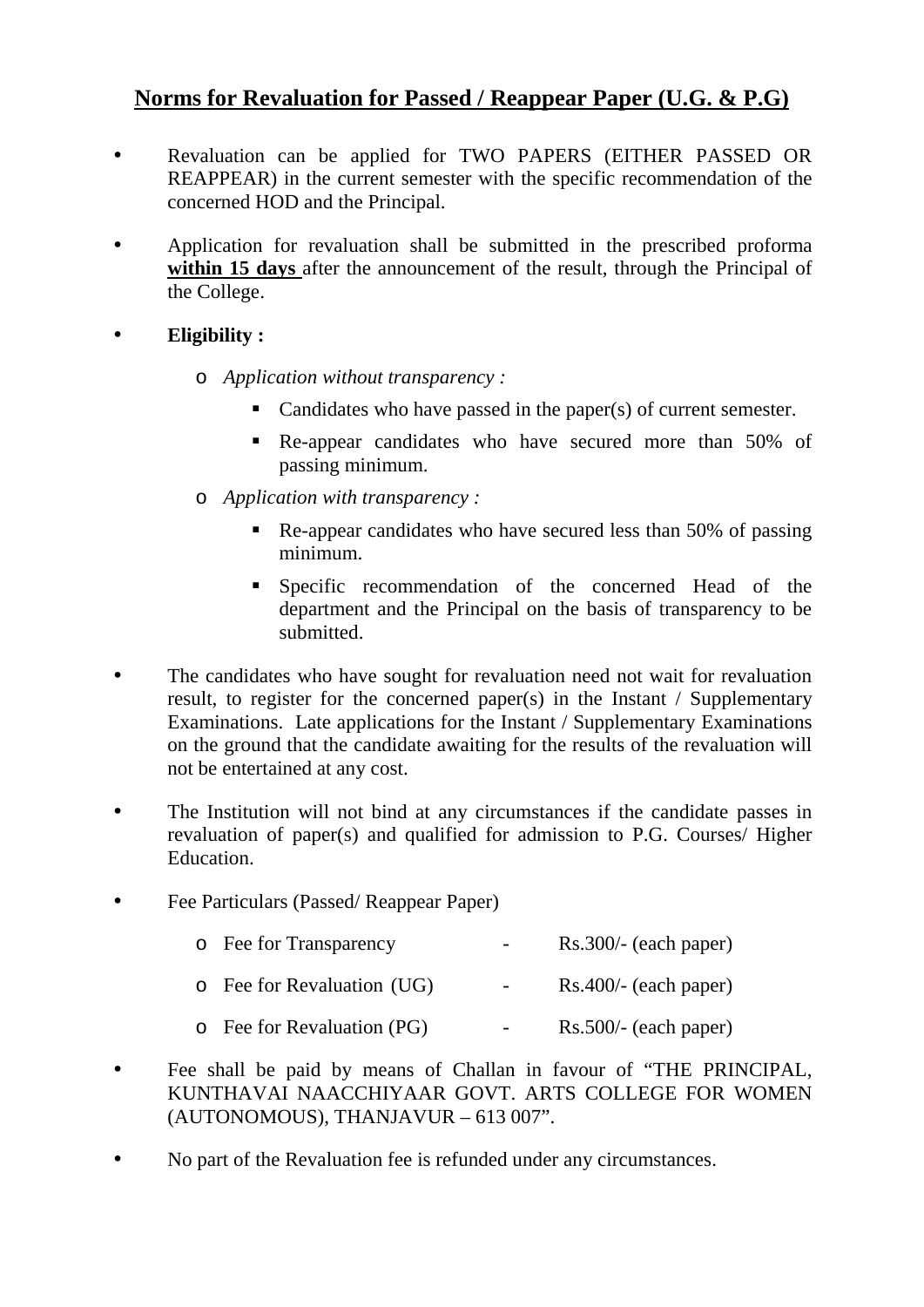## **Norms for Revaluation for Passed / Reappear Paper (U.G. & P.G)**

- Revaluation can be applied for TWO PAPERS (EITHER PASSED OR REAPPEAR) in the current semester with the specific recommendation of the concerned HOD and the Principal.

- Application for revaluation shall be submitted in the prescribed proforma **within 15 days** after the announcement of the result, through the Principal of the College.

- **Eligibility :**
  - *Application without transparency :*
    - Candidates who have passed in the paper(s) of current semester.
    - Re-appear candidates who have secured more than 50% of passing minimum.
  - *Application with transparency :*
    - Re-appear candidates who have secured less than 50% of passing minimum.
    - Specific recommendation of the concerned Head of the department and the Principal on the basis of transparency to be submitted.

- The candidates who have sought for revaluation need not wait for revaluation result, to register for the concerned paper(s) in the Instant / Supplementary Examinations. Late applications for the Instant / Supplementary Examinations on the ground that the candidate awaiting for the results of the revaluation will not be entertained at any cost.

- The Institution will not bind at any circumstances if the candidate passes in revaluation of paper(s) and qualified for admission to P.G. Courses/ Higher Education.

- Fee Particulars (Passed/ Reappear Paper)
  - Fee for Transparency - Rs.300/- (each paper)
  - Fee for Revaluation (UG) - Rs.400/- (each paper)
  - Fee for Revaluation (PG) - Rs.500/- (each paper)

- Fee shall be paid by means of Challan in favour of "THE PRINCIPAL, KUNTHAVAI NAACCHIYAAR GOVT. ARTS COLLEGE FOR WOMEN (AUTONOMOUS), THANJAVUR – 613 007".

- No part of the Revaluation fee is refunded under any circumstances.